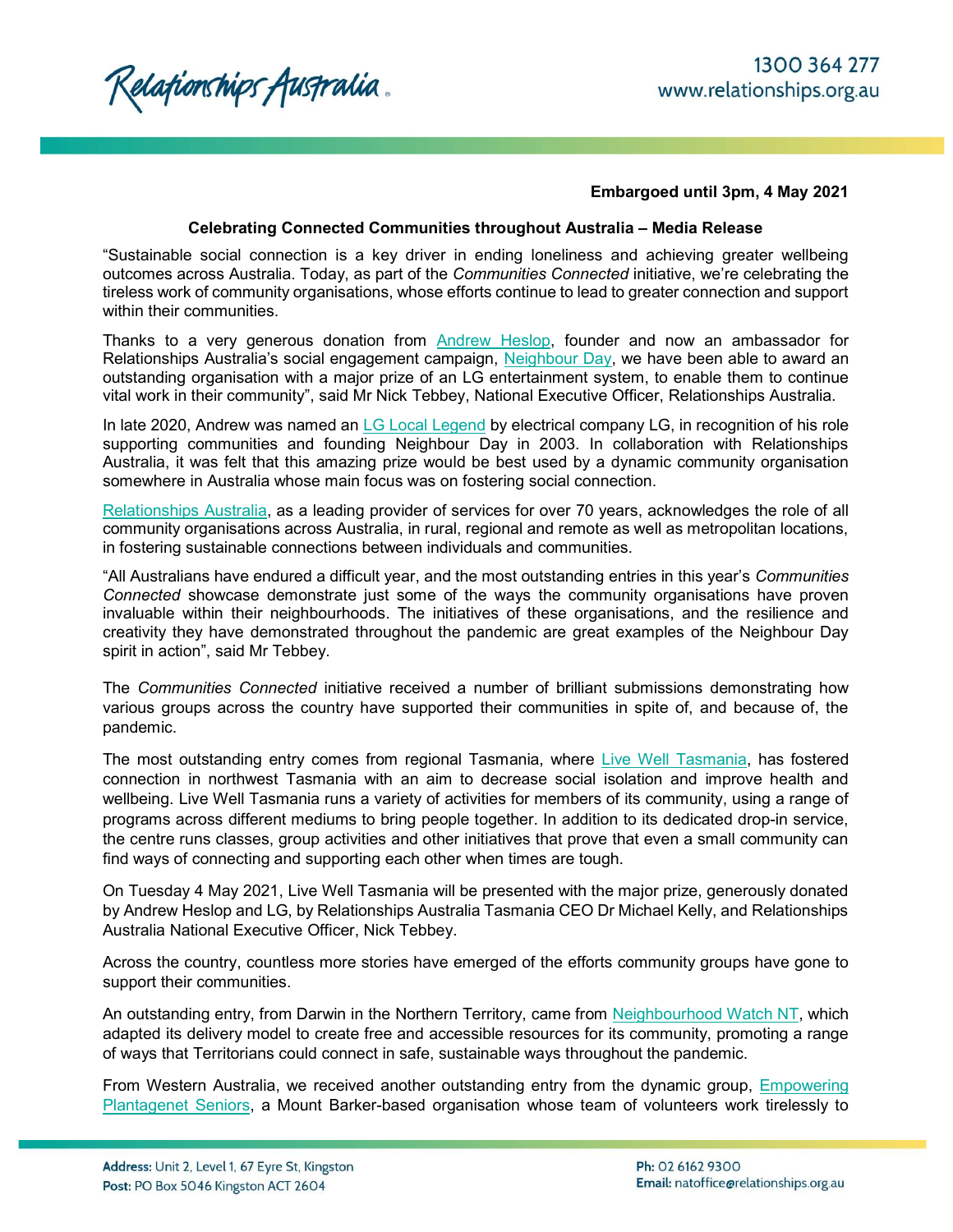**Embargoed until 3pm, 4 May 2021**

## Celebrating Connected Communities throughout Australia – Media Release

"Sustainable social connection is a key driver in ending loneliness and achieving greater wellbeing outcomes across Australia. Today, as part of the *Communities Connected* initiative, we're celebrating the tireless work of community organisations, whose efforts continue to lead to greater connection and support within their communities.

Thanks to a very generous donation from Andrew Heslop, founder and now an ambassador for Relationships Australia's social engagement campaign, Neighbour Day, we have been able to award an outstanding organisation with a major prize of an LG entertainment system, to enable them to continue vital work in their community", said Mr Nick Tebbey, National Executive Officer, Relationships Australia.

In late 2020, Andrew was named an LG Local Legend by electrical company LG, in recognition of his role supporting communities and founding Neighbour Day in 2003. In collaboration with Relationships Australia, it was felt that this amazing prize would be best used by a dynamic community organisation somewhere in Australia whose main focus was on fostering social connection.

Relationships Australia, as a leading provider of services for over 70 years, acknowledges the role of all community organisations across Australia, in rural, regional and remote as well as metropolitan locations, in fostering sustainable connections between individuals and communities.

"All Australians have endured a difficult year, and the most outstanding entries in this year's *Communities Connected* showcase demonstrate just some of the ways the community organisations have proven invaluable within their neighbourhoods. The initiatives of these organisations, and the resilience and creativity they have demonstrated throughout the pandemic are great examples of the Neighbour Day spirit in action", said Mr Tebbey.

The *Communities Connected* initiative received a number of brilliant submissions demonstrating how various groups across the country have supported their communities in spite of, and because of, the pandemic.

The most outstanding entry comes from regional Tasmania, where Live Well Tasmania, has fostered connection in northwest Tasmania with an aim to decrease social isolation and improve health and wellbeing. Live Well Tasmania runs a variety of activities for members of its community, using a range of programs across different mediums to bring people together. In addition to its dedicated drop-in service, the centre runs classes, group activities and other initiatives that prove that even a small community can find ways of connecting and supporting each other when times are tough.

On Tuesday 4 May 2021, Live Well Tasmania will be presented with the major prize, generously donated by Andrew Heslop and LG, by Relationships Australia Tasmania CEO Dr Michael Kelly, and Relationships Australia National Executive Officer, Nick Tebbey.

Across the country, countless more stories have emerged of the efforts community groups have gone to support their communities.

An outstanding entry, from Darwin in the Northern Territory, came from Neighbourhood Watch NT, which adapted its delivery model to create free and accessible resources for its community, promoting a range of ways that Territorians could connect in safe, sustainable ways throughout the pandemic.

From Western Australia, we received another outstanding entry from the dynamic group, Empowering Plantagenet Seniors, a Mount Barker-based organisation whose team of volunteers work tirelessly to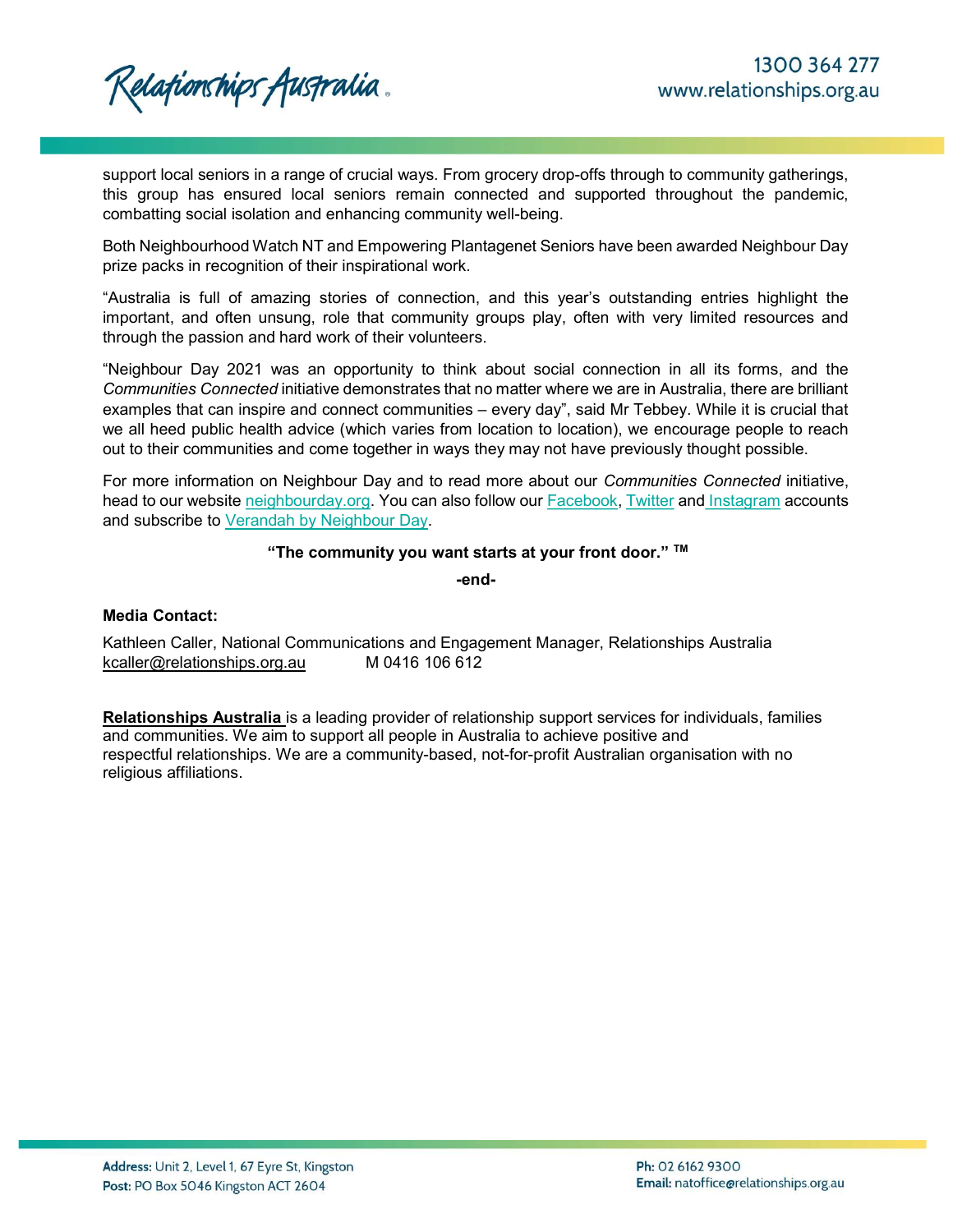support local seniors in a range of crucial ways. From grocery drop-offs through to community gatherings, this group has ensured local seniors remain connected and supported throughout the pandemic, combatting social isolation and enhancing community well-being.

Both Neighbourhood Watch NT and Empowering Plantagenet Seniors have been awarded Neighbour Day prize packs in recognition of their inspirational work.

"Australia is full of amazing stories of connection, and this year's outstanding entries highlight the important, and often unsung, role that community groups play, often with very limited resources and through the passion and hard work of their volunteers.

"Neighbour Day 2021 was an opportunity to think about social connection in all its forms, and the *Communities Connected* initiative demonstrates that no matter where we are in Australia, there are brilliant examples that can inspire and connect communities – every day", said Mr Tebbey. While it is crucial that we all heed public health advice (which varies from location to location), we encourage people to reach out to their communities and come together in ways they may not have previously thought possible.

For more information on Neighbour Day and to read more about our *Communities Connected* initiative, head to our website neighbourday.org. You can also follow our Facebook, Twitter and Instagram accounts and subscribe to Verandah by Neighbour Day.

**"The community you want starts at your front door." ™**

**-end-**

**Media Contact:**

Kathleen Caller, National Communications and Engagement Manager, Relationships Australia
kcaller@relationships.org.au M 0416 106 612

**Relationships Australia** is a leading provider of relationship support services for individuals, families and communities. We aim to support all people in Australia to achieve positive and respectful relationships. We are a community-based, not-for-profit Australian organisation with no religious affiliations.